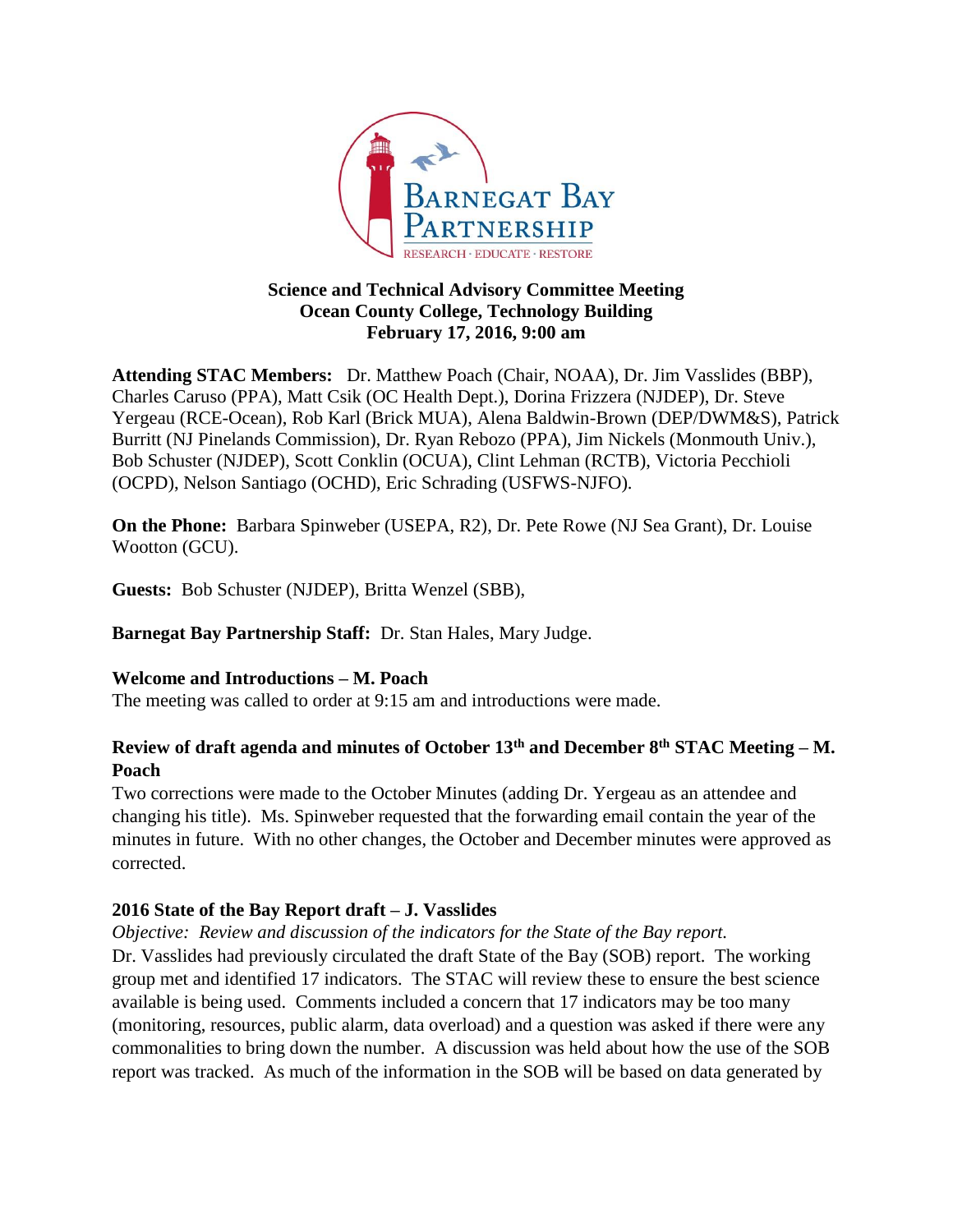**Science and Technical Advisory Committee Meeting**
**Ocean County College, Technology Building**
**February 17, 2016, 9:00 am**

**Attending STAC Members:** Dr. Matthew Poach (Chair, NOAA), Dr. Jim Vasslides (BBP), Charles Caruso (PPA), Matt Csik (OC Health Dept.), Dorina Frizzera (NJDEP), Dr. Steve Yergeau (RCE-Ocean), Rob Karl (Brick MUA), Alena Baldwin-Brown (DEP/DWM&S), Patrick Burritt (NJ Pinelands Commission), Dr. Ryan Rebozo (PPA), Jim Nickels (Monmouth Univ.), Bob Schuster (NJDEP), Scott Conklin (OCUA), Clint Lehman (RCTB), Victoria Pecchioli (OCPD), Nelson Santiago (OCHD), Eric Schrading (USFWS-NJFO).

**On the Phone:** Barbara Spinweber (USEPA, R2), Dr. Pete Rowe (NJ Sea Grant), Dr. Louise Wootton (GCU).

**Guests:** Bob Schuster (NJDEP), Britta Wenzel (SBB),

**Barnegat Bay Partnership Staff:** Dr. Stan Hales, Mary Judge.

**Welcome and Introductions – M. Poach**

The meeting was called to order at 9:15 am and introductions were made.

**Review of draft agenda and minutes of October 13th and December 8th STAC Meeting – M. Poach**

Two corrections were made to the October Minutes (adding Dr. Yergeau as an attendee and changing his title). Ms. Spinweber requested that the forwarding email contain the year of the minutes in future. With no other changes, the October and December minutes were approved as corrected.

**2016 State of the Bay Report draft – J. Vasslides**

*Objective: Review and discussion of the indicators for the State of the Bay report.*

Dr. Vasslides had previously circulated the draft State of the Bay (SOB) report. The working group met and identified 17 indicators. The STAC will review these to ensure the best science available is being used. Comments included a concern that 17 indicators may be too many (monitoring, resources, public alarm, data overload) and a question was asked if there were any commonalities to bring down the number. A discussion was held about how the use of the SOB report was tracked. As much of the information in the SOB will be based on data generated by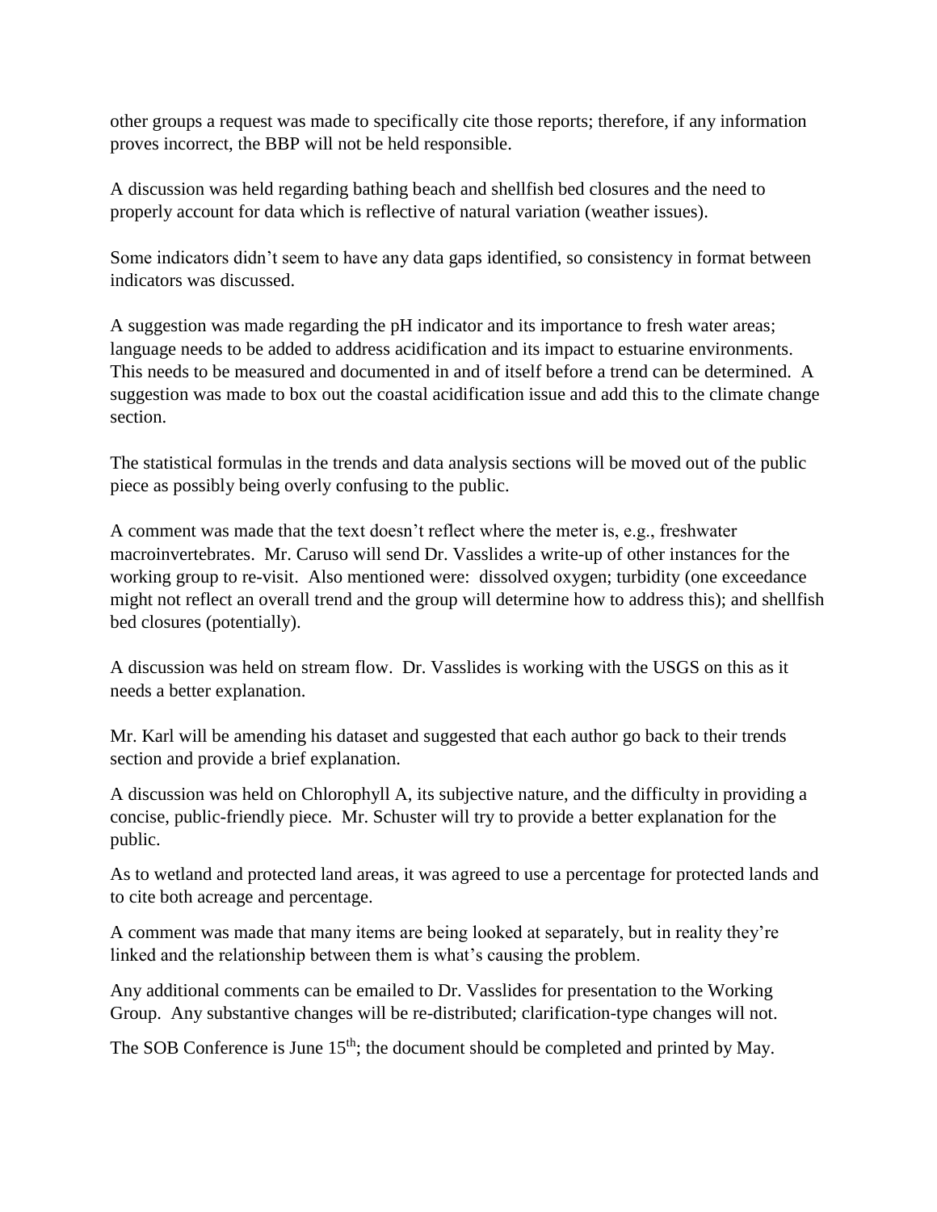other groups a request was made to specifically cite those reports; therefore, if any information proves incorrect, the BBP will not be held responsible.

A discussion was held regarding bathing beach and shellfish bed closures and the need to properly account for data which is reflective of natural variation (weather issues).

Some indicators didn't seem to have any data gaps identified, so consistency in format between indicators was discussed.

A suggestion was made regarding the pH indicator and its importance to fresh water areas; language needs to be added to address acidification and its impact to estuarine environments. This needs to be measured and documented in and of itself before a trend can be determined. A suggestion was made to box out the coastal acidification issue and add this to the climate change section.

The statistical formulas in the trends and data analysis sections will be moved out of the public piece as possibly being overly confusing to the public.

A comment was made that the text doesn't reflect where the meter is, e.g., freshwater macroinvertebrates. Mr. Caruso will send Dr. Vasslides a write-up of other instances for the working group to re-visit. Also mentioned were: dissolved oxygen; turbidity (one exceedance might not reflect an overall trend and the group will determine how to address this); and shellfish bed closures (potentially).

A discussion was held on stream flow. Dr. Vasslides is working with the USGS on this as it needs a better explanation.

Mr. Karl will be amending his dataset and suggested that each author go back to their trends section and provide a brief explanation.

A discussion was held on Chlorophyll A, its subjective nature, and the difficulty in providing a concise, public-friendly piece. Mr. Schuster will try to provide a better explanation for the public.

As to wetland and protected land areas, it was agreed to use a percentage for protected lands and to cite both acreage and percentage.

A comment was made that many items are being looked at separately, but in reality they're linked and the relationship between them is what's causing the problem.

Any additional comments can be emailed to Dr. Vasslides for presentation to the Working Group. Any substantive changes will be re-distributed; clarification-type changes will not.

The SOB Conference is June 15th; the document should be completed and printed by May.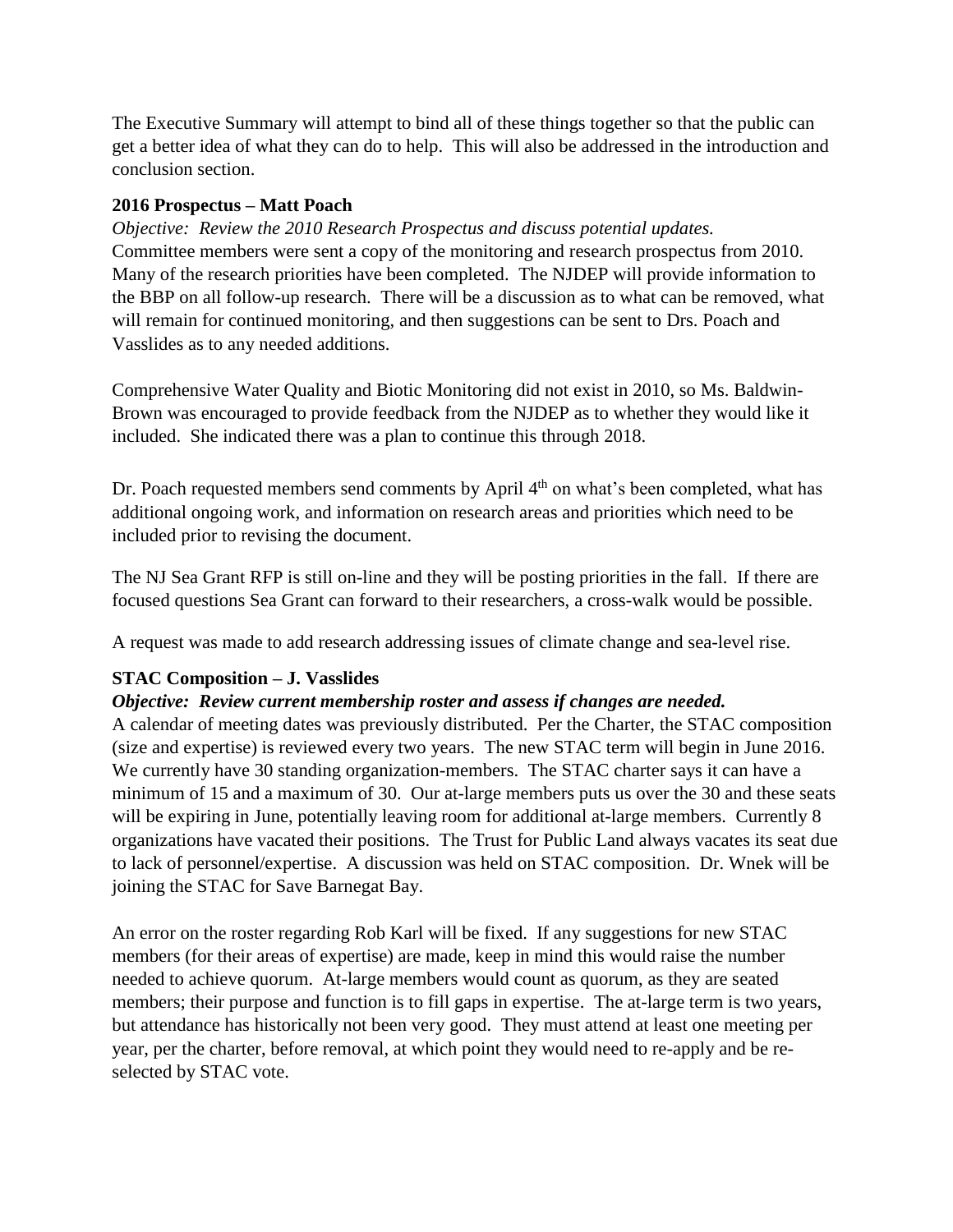The Executive Summary will attempt to bind all of these things together so that the public can get a better idea of what they can do to help. This will also be addressed in the introduction and conclusion section.

**2016 Prospectus – Matt Poach**

*Objective: Review the 2010 Research Prospectus and discuss potential updates.*
Committee members were sent a copy of the monitoring and research prospectus from 2010. Many of the research priorities have been completed. The NJDEP will provide information to the BBP on all follow-up research. There will be a discussion as to what can be removed, what will remain for continued monitoring, and then suggestions can be sent to Drs. Poach and Vasslides as to any needed additions.

Comprehensive Water Quality and Biotic Monitoring did not exist in 2010, so Ms. Baldwin-Brown was encouraged to provide feedback from the NJDEP as to whether they would like it included. She indicated there was a plan to continue this through 2018.

Dr. Poach requested members send comments by April 4th on what's been completed, what has additional ongoing work, and information on research areas and priorities which need to be included prior to revising the document.

The NJ Sea Grant RFP is still on-line and they will be posting priorities in the fall. If there are focused questions Sea Grant can forward to their researchers, a cross-walk would be possible.

A request was made to add research addressing issues of climate change and sea-level rise.

**STAC Composition – J. Vasslides**

***Objective: Review current membership roster and assess if changes are needed.***
A calendar of meeting dates was previously distributed. Per the Charter, the STAC composition (size and expertise) is reviewed every two years. The new STAC term will begin in June 2016. We currently have 30 standing organization-members. The STAC charter says it can have a minimum of 15 and a maximum of 30. Our at-large members puts us over the 30 and these seats will be expiring in June, potentially leaving room for additional at-large members. Currently 8 organizations have vacated their positions. The Trust for Public Land always vacates its seat due to lack of personnel/expertise. A discussion was held on STAC composition. Dr. Wnek will be joining the STAC for Save Barnegat Bay.

An error on the roster regarding Rob Karl will be fixed. If any suggestions for new STAC members (for their areas of expertise) are made, keep in mind this would raise the number needed to achieve quorum. At-large members would count as quorum, as they are seated members; their purpose and function is to fill gaps in expertise. The at-large term is two years, but attendance has historically not been very good. They must attend at least one meeting per year, per the charter, before removal, at which point they would need to re-apply and be re-selected by STAC vote.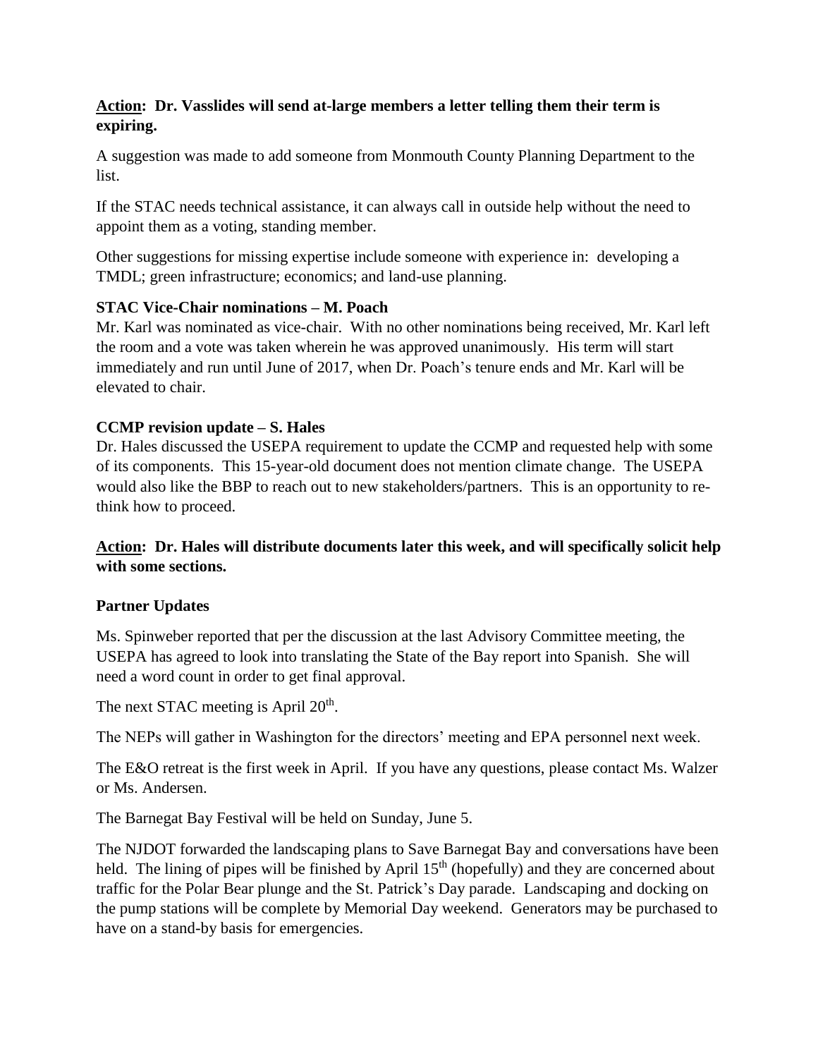**<u>Action</u>: Dr. Vasslides will send at-large members a letter telling them their term is expiring.**

A suggestion was made to add someone from Monmouth County Planning Department to the list.

If the STAC needs technical assistance, it can always call in outside help without the need to appoint them as a voting, standing member.

Other suggestions for missing expertise include someone with experience in: developing a TMDL; green infrastructure; economics; and land-use planning.

**STAC Vice-Chair nominations – M. Poach**

Mr. Karl was nominated as vice-chair. With no other nominations being received, Mr. Karl left the room and a vote was taken wherein he was approved unanimously. His term will start immediately and run until June of 2017, when Dr. Poach's tenure ends and Mr. Karl will be elevated to chair.

**CCMP revision update – S. Hales**

Dr. Hales discussed the USEPA requirement to update the CCMP and requested help with some of its components. This 15-year-old document does not mention climate change. The USEPA would also like the BBP to reach out to new stakeholders/partners. This is an opportunity to re-think how to proceed.

**<u>Action</u>: Dr. Hales will distribute documents later this week, and will specifically solicit help with some sections.**

**Partner Updates**

Ms. Spinweber reported that per the discussion at the last Advisory Committee meeting, the USEPA has agreed to look into translating the State of the Bay report into Spanish. She will need a word count in order to get final approval.

The next STAC meeting is April 20th.

The NEPs will gather in Washington for the directors' meeting and EPA personnel next week.

The E&O retreat is the first week in April. If you have any questions, please contact Ms. Walzer or Ms. Andersen.

The Barnegat Bay Festival will be held on Sunday, June 5.

The NJDOT forwarded the landscaping plans to Save Barnegat Bay and conversations have been held. The lining of pipes will be finished by April 15th (hopefully) and they are concerned about traffic for the Polar Bear plunge and the St. Patrick's Day parade. Landscaping and docking on the pump stations will be complete by Memorial Day weekend. Generators may be purchased to have on a stand-by basis for emergencies.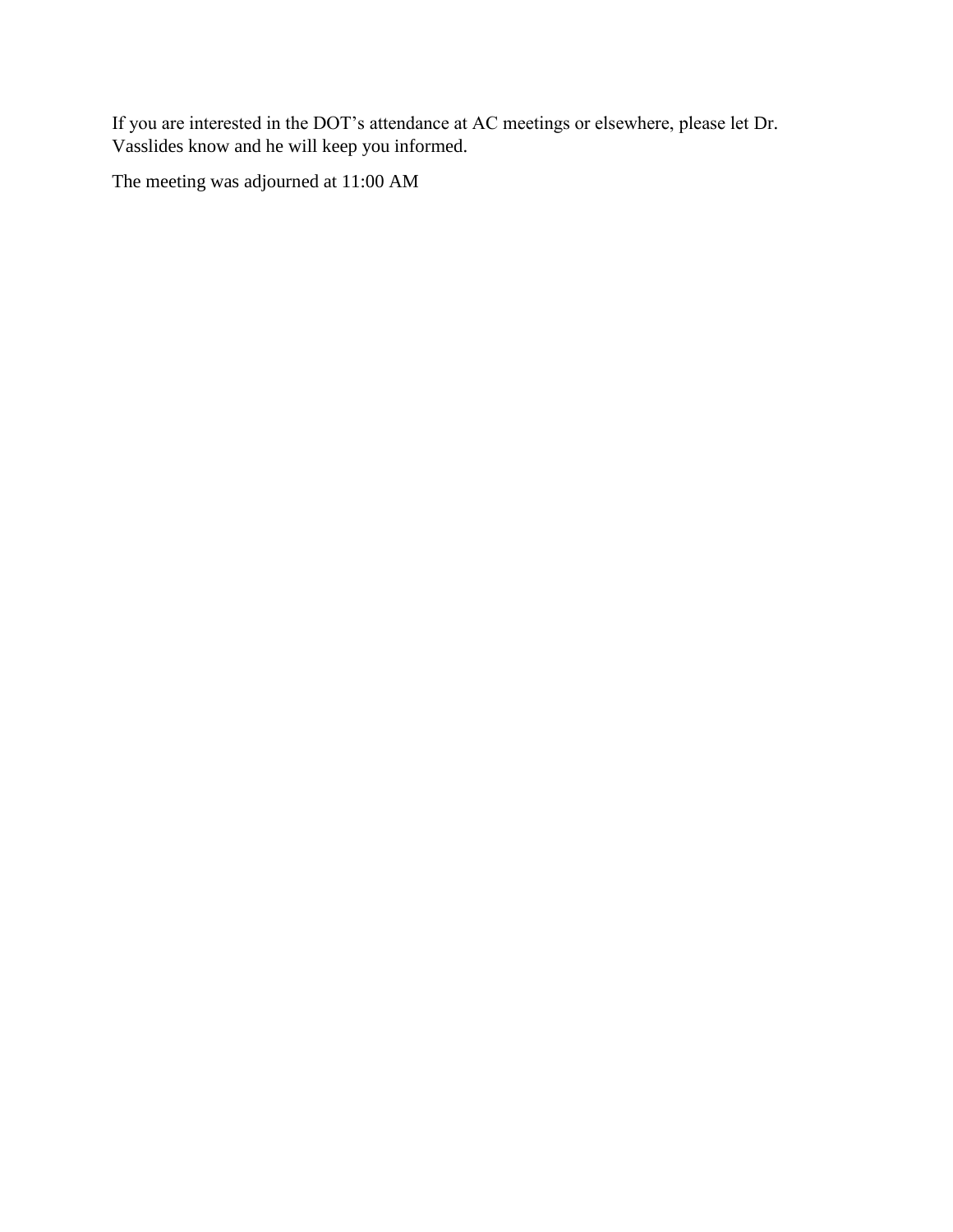If you are interested in the DOT's attendance at AC meetings or elsewhere, please let Dr. Vasslides know and he will keep you informed.

The meeting was adjourned at 11:00 AM